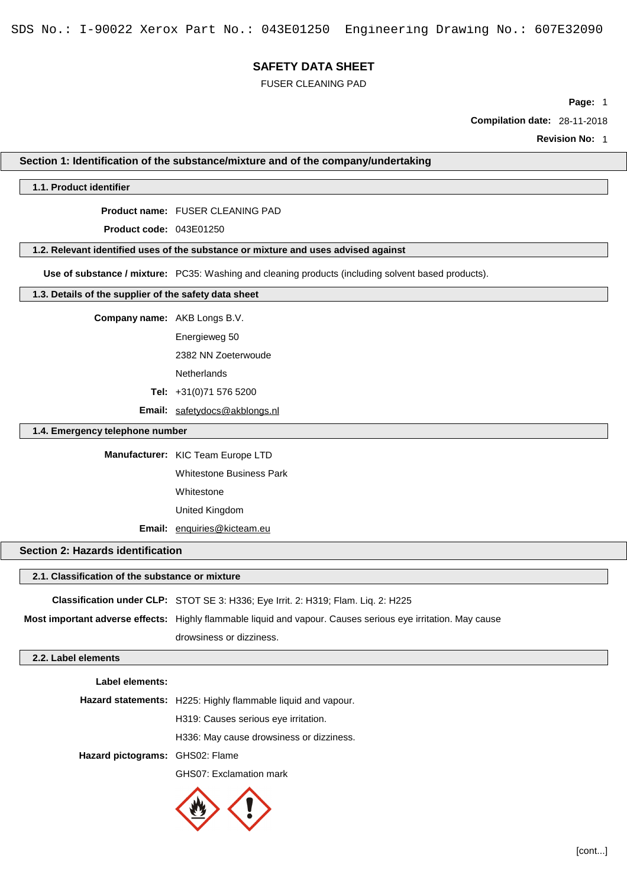SDS No.: I-90022 Xerox Part No.: 043E01250 Engineering Drawing No.: 607E32090

# SAFETY DATA SHEET

FUSER CLEANING PAD

**Compilation date:** 28-11-2018

**Revision No:** 1

## Section 1: Identification of the substance/mixture and of the company/undertaking

### 1.1. Product identifier

**Product name:** FUSER CLEANING PAD

**Product code:** 043E01250

### 1.2. Relevant identified uses of the substance or mixture and uses advised against

**Use of substance / mixture:** PC35: Washing and cleaning products (including solvent based products).

### 1.3. Details of the supplier of the safety data sheet

**Company name:** AKB Longs B.V.

Energieweg 50

2382 NN Zoeterwoude

Netherlands

**Tel:** +31(0)71 576 5200

**Email:** safetydocs@akblongs.nl

### 1.4. Emergency telephone number

**Manufacturer:** KIC Team Europe LTD

Whitestone Business Park

Whitestone

United Kingdom

**Email:** enquiries@kicteam.eu

## Section 2: Hazards identification

### 2.1. Classification of the substance or mixture

**Classification under CLP:** STOT SE 3: H336; Eye Irrit. 2: H319; Flam. Liq. 2: H225

**Most important adverse effects:** Highly flammable liquid and vapour. Causes serious eye irritation. May cause drowsiness or dizziness.

### 2.2. Label elements

**Label elements:**

**Hazard statements:** H225: Highly flammable liquid and vapour.

H319: Causes serious eye irritation.

H336: May cause drowsiness or dizziness.

**Hazard pictograms:** GHS02: Flame

GHS07: Exclamation mark

[cont...]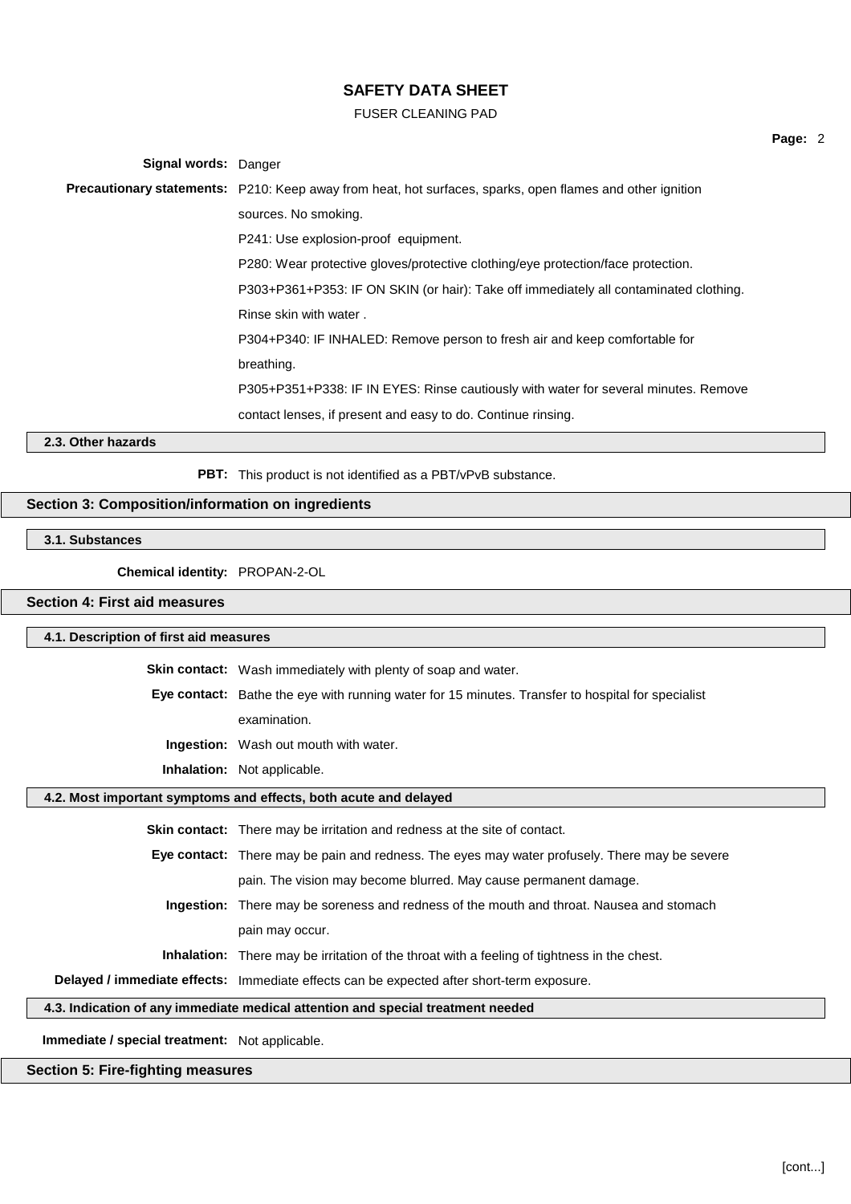**Signal words:** Danger

**Precautionary statements:** P210: Keep away from heat, hot surfaces, sparks, open flames and other ignition sources. No smoking.
P241: Use explosion-proof equipment.
P280: Wear protective gloves/protective clothing/eye protection/face protection.
P303+P361+P353: IF ON SKIN (or hair): Take off immediately all contaminated clothing. Rinse skin with water .
P304+P340: IF INHALED: Remove person to fresh air and keep comfortable for breathing.
P305+P351+P338: IF IN EYES: Rinse cautiously with water for several minutes. Remove contact lenses, if present and easy to do. Continue rinsing.

### 2.3. Other hazards

**PBT:** This product is not identified as a PBT/vPvB substance.

## Section 3: Composition/information on ingredients

### 3.1. Substances

**Chemical identity:** PROPAN-2-OL

## Section 4: First aid measures

### 4.1. Description of first aid measures

**Skin contact:** Wash immediately with plenty of soap and water.

**Eye contact:** Bathe the eye with running water for 15 minutes. Transfer to hospital for specialist examination.

**Ingestion:** Wash out mouth with water.

**Inhalation:** Not applicable.

### 4.2. Most important symptoms and effects, both acute and delayed

**Skin contact:** There may be irritation and redness at the site of contact.

**Eye contact:** There may be pain and redness. The eyes may water profusely. There may be severe pain. The vision may become blurred. May cause permanent damage.

**Ingestion:** There may be soreness and redness of the mouth and throat. Nausea and stomach pain may occur.

**Inhalation:** There may be irritation of the throat with a feeling of tightness in the chest.

**Delayed / immediate effects:** Immediate effects can be expected after short-term exposure.

### 4.3. Indication of any immediate medical attention and special treatment needed

**Immediate / special treatment:** Not applicable.

## Section 5: Fire-fighting measures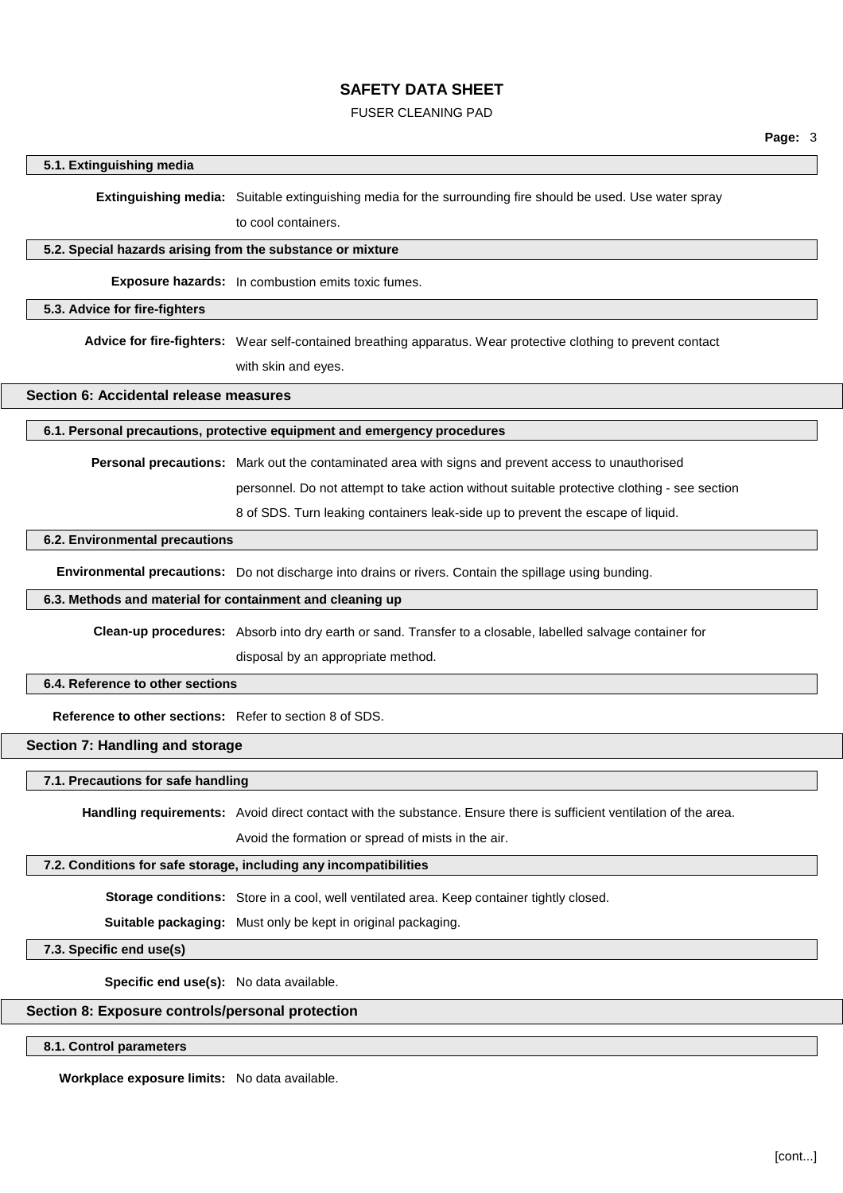### 5.1. Extinguishing media

**Extinguishing media:** Suitable extinguishing media for the surrounding fire should be used. Use water spray to cool containers.

### 5.2. Special hazards arising from the substance or mixture

**Exposure hazards:** In combustion emits toxic fumes.

### 5.3. Advice for fire-fighters

**Advice for fire-fighters:** Wear self-contained breathing apparatus. Wear protective clothing to prevent contact with skin and eyes.

## Section 6: Accidental release measures

### 6.1. Personal precautions, protective equipment and emergency procedures

**Personal precautions:** Mark out the contaminated area with signs and prevent access to unauthorised personnel. Do not attempt to take action without suitable protective clothing - see section 8 of SDS. Turn leaking containers leak-side up to prevent the escape of liquid.

### 6.2. Environmental precautions

**Environmental precautions:** Do not discharge into drains or rivers. Contain the spillage using bunding.

### 6.3. Methods and material for containment and cleaning up

**Clean-up procedures:** Absorb into dry earth or sand. Transfer to a closable, labelled salvage container for disposal by an appropriate method.

### 6.4. Reference to other sections

**Reference to other sections:** Refer to section 8 of SDS.

## Section 7: Handling and storage

### 7.1. Precautions for safe handling

**Handling requirements:** Avoid direct contact with the substance. Ensure there is sufficient ventilation of the area. Avoid the formation or spread of mists in the air.

### 7.2. Conditions for safe storage, including any incompatibilities

**Storage conditions:** Store in a cool, well ventilated area. Keep container tightly closed.

**Suitable packaging:** Must only be kept in original packaging.

### 7.3. Specific end use(s)

**Specific end use(s):** No data available.

## Section 8: Exposure controls/personal protection

### 8.1. Control parameters

**Workplace exposure limits:** No data available.

[cont...]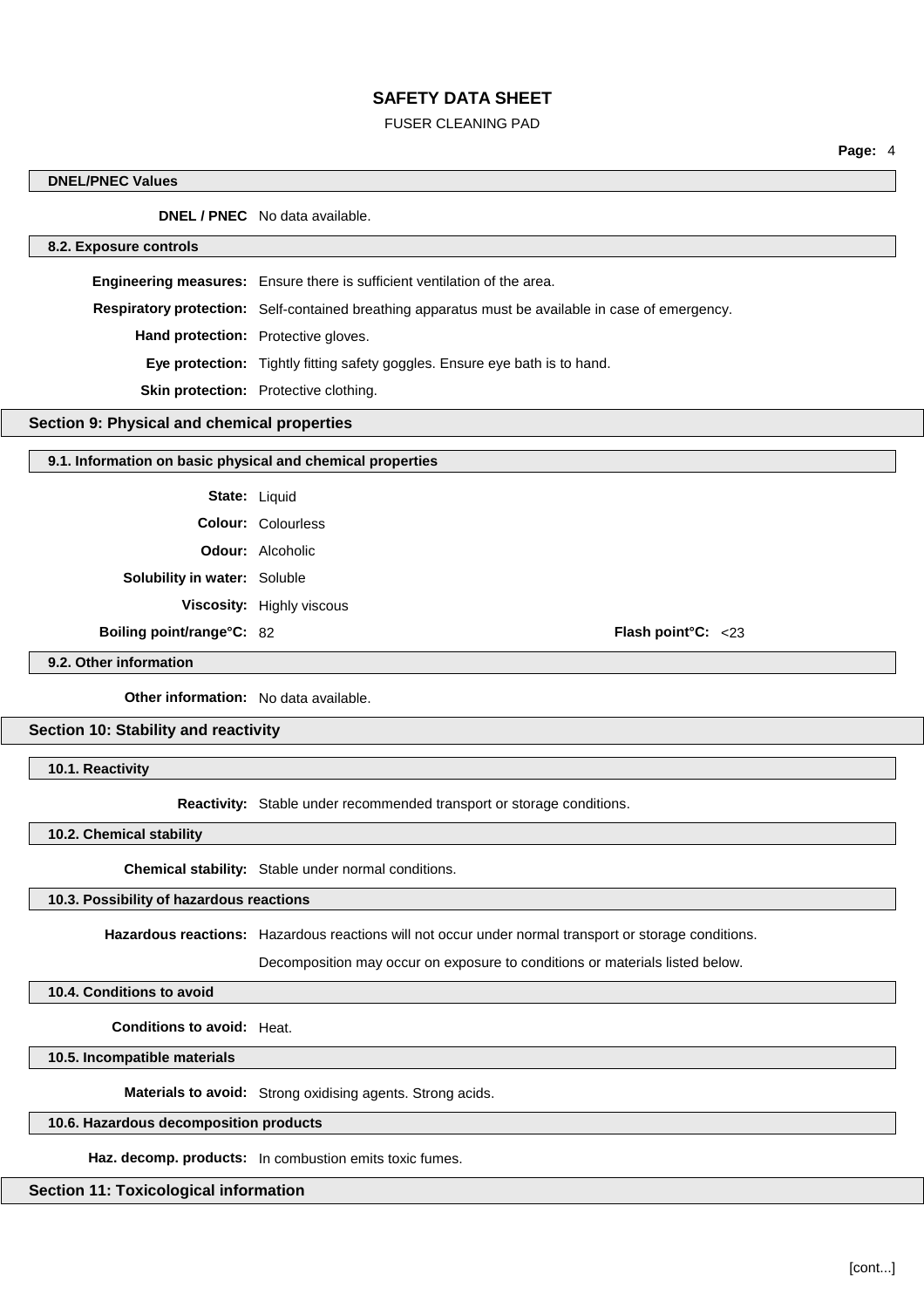#### DNEL/PNEC Values

**DNEL / PNEC** No data available.

#### 8.2. Exposure controls

**Engineering measures:** Ensure there is sufficient ventilation of the area.

**Respiratory protection:** Self-contained breathing apparatus must be available in case of emergency.

**Hand protection:** Protective gloves.

**Eye protection:** Tightly fitting safety goggles. Ensure eye bath is to hand.

**Skin protection:** Protective clothing.

## Section 9: Physical and chemical properties

#### 9.1. Information on basic physical and chemical properties

**State:** Liquid

**Colour:** Colourless

**Odour:** Alcoholic

**Solubility in water:** Soluble

**Viscosity:** Highly viscous

**Boiling point/range°C:** 82 **Flash point°C:** <23

#### 9.2. Other information

**Other information:** No data available.

## Section 10: Stability and reactivity

#### 10.1. Reactivity

**Reactivity:** Stable under recommended transport or storage conditions.

#### 10.2. Chemical stability

**Chemical stability:** Stable under normal conditions.

#### 10.3. Possibility of hazardous reactions

**Hazardous reactions:** Hazardous reactions will not occur under normal transport or storage conditions.

Decomposition may occur on exposure to conditions or materials listed below.

#### 10.4. Conditions to avoid

**Conditions to avoid:** Heat.

#### 10.5. Incompatible materials

**Materials to avoid:** Strong oxidising agents. Strong acids.

#### 10.6. Hazardous decomposition products

**Haz. decomp. products:** In combustion emits toxic fumes.

## Section 11: Toxicological information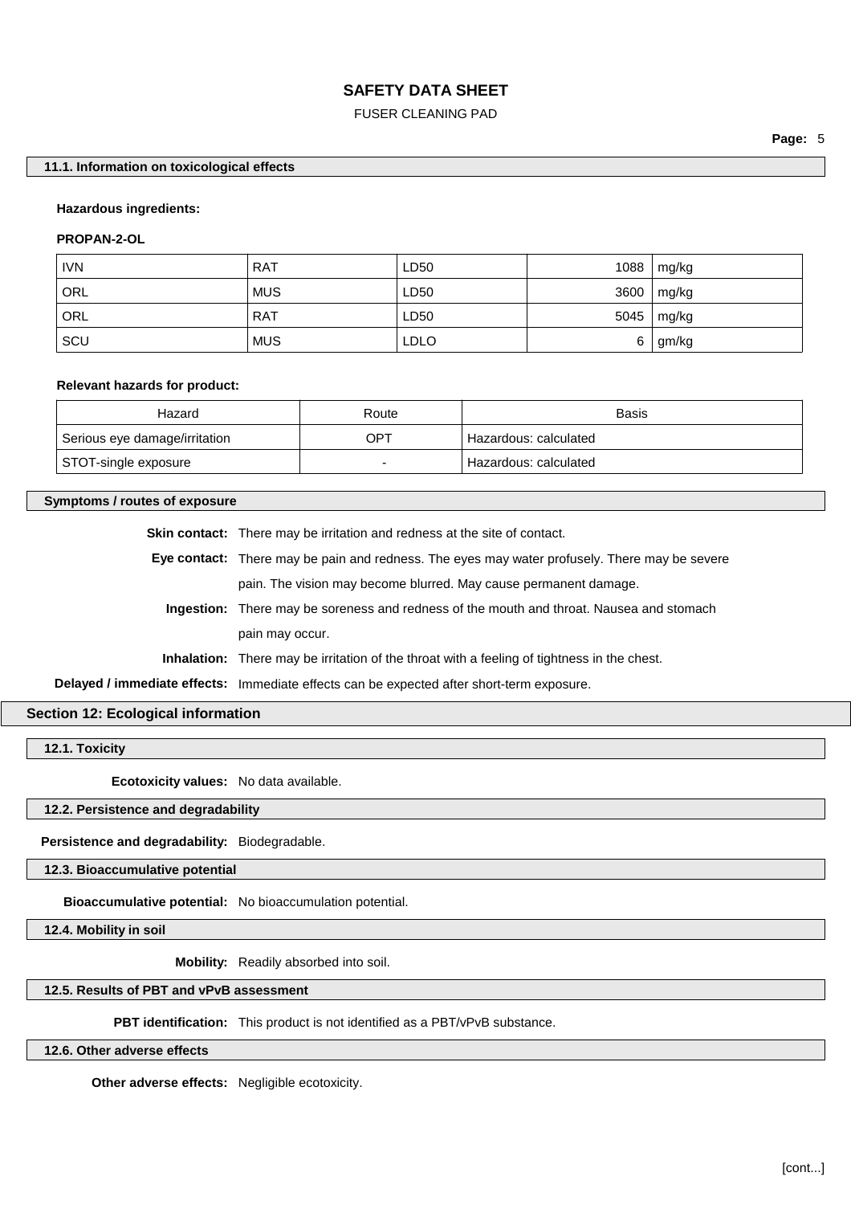### 11.1. Information on toxicological effects

**Hazardous ingredients:**

**PROPAN-2-OL**

| | | | | |
|---|---|---|---|---|
| IVN | RAT | LD50 | 1088 | mg/kg |
| ORL | MUS | LD50 | 3600 | mg/kg |
| ORL | RAT | LD50 | 5045 | mg/kg |
| SCU | MUS | LDLO | 6 | gm/kg |

**Relevant hazards for product:**

| Hazard | Route | Basis |
|---|---|---|
| Serious eye damage/irritation | OPT | Hazardous: calculated |
| STOT-single exposure | - | Hazardous: calculated |

### Symptoms / routes of exposure

**Skin contact:** There may be irritation and redness at the site of contact.

**Eye contact:** There may be pain and redness. The eyes may water profusely. There may be severe pain. The vision may become blurred. May cause permanent damage.

**Ingestion:** There may be soreness and redness of the mouth and throat. Nausea and stomach pain may occur.

**Inhalation:** There may be irritation of the throat with a feeling of tightness in the chest.

**Delayed / immediate effects:** Immediate effects can be expected after short-term exposure.

## Section 12: Ecological information

### 12.1. Toxicity

**Ecotoxicity values:** No data available.

### 12.2. Persistence and degradability

**Persistence and degradability:** Biodegradable.

### 12.3. Bioaccumulative potential

**Bioaccumulative potential:** No bioaccumulation potential.

### 12.4. Mobility in soil

**Mobility:** Readily absorbed into soil.

### 12.5. Results of PBT and vPvB assessment

**PBT identification:** This product is not identified as a PBT/vPvB substance.

### 12.6. Other adverse effects

**Other adverse effects:** Negligible ecotoxicity.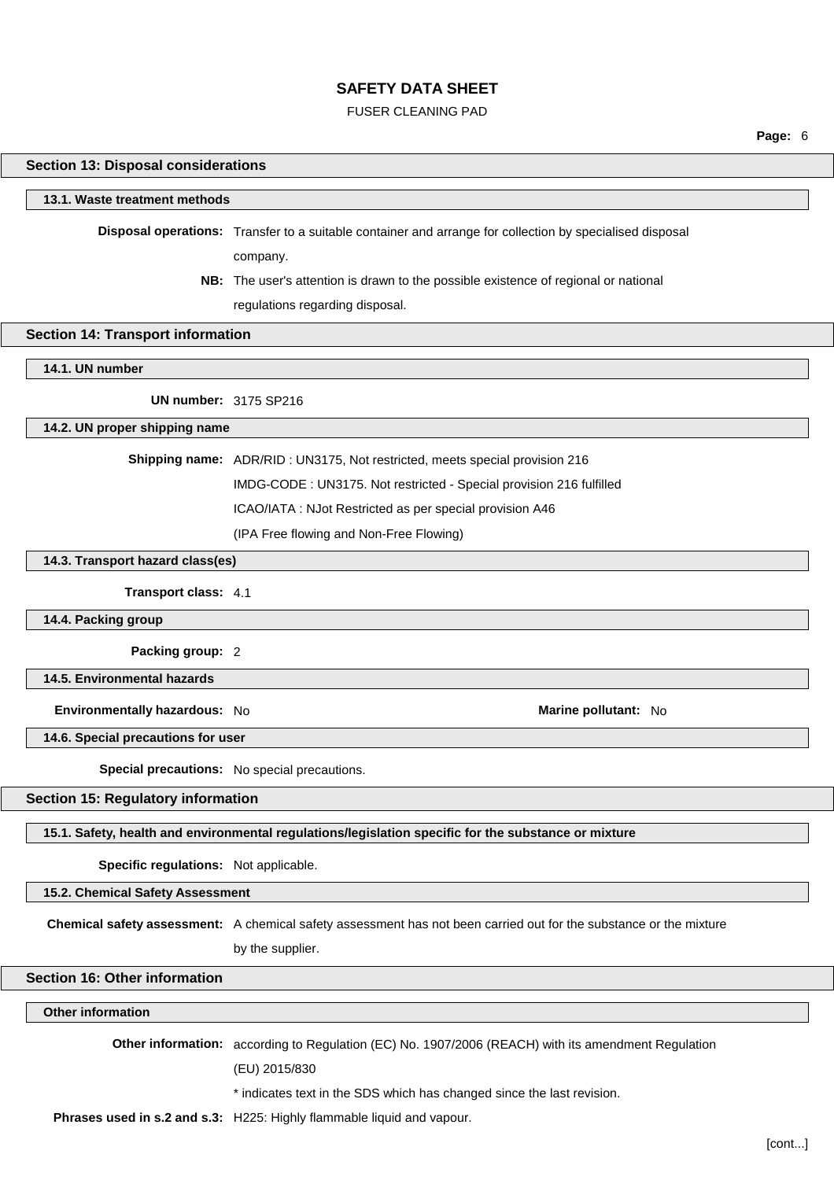## Section 13: Disposal considerations

### 13.1. Waste treatment methods

**Disposal operations:** Transfer to a suitable container and arrange for collection by specialised disposal company.

**NB:** The user's attention is drawn to the possible existence of regional or national regulations regarding disposal.

## Section 14: Transport information

### 14.1. UN number

**UN number:** 3175 SP216

### 14.2. UN proper shipping name

**Shipping name:** ADR/RID : UN3175, Not restricted, meets special provision 216
IMDG-CODE : UN3175. Not restricted - Special provision 216 fulfilled
ICAO/IATA : NJot Restricted as per special provision A46
(IPA Free flowing and Non-Free Flowing)

### 14.3. Transport hazard class(es)

**Transport class:** 4.1

### 14.4. Packing group

**Packing group:** 2

### 14.5. Environmental hazards

**Environmentally hazardous:** No

**Marine pollutant:** No

### 14.6. Special precautions for user

**Special precautions:** No special precautions.

## Section 15: Regulatory information

### 15.1. Safety, health and environmental regulations/legislation specific for the substance or mixture

**Specific regulations:** Not applicable.

### 15.2. Chemical Safety Assessment

**Chemical safety assessment:** A chemical safety assessment has not been carried out for the substance or the mixture by the supplier.

## Section 16: Other information

### Other information

**Other information:** according to Regulation (EC) No. 1907/2006 (REACH) with its amendment Regulation (EU) 2015/830
* indicates text in the SDS which has changed since the last revision.

**Phrases used in s.2 and s.3:** H225: Highly flammable liquid and vapour.

[cont...]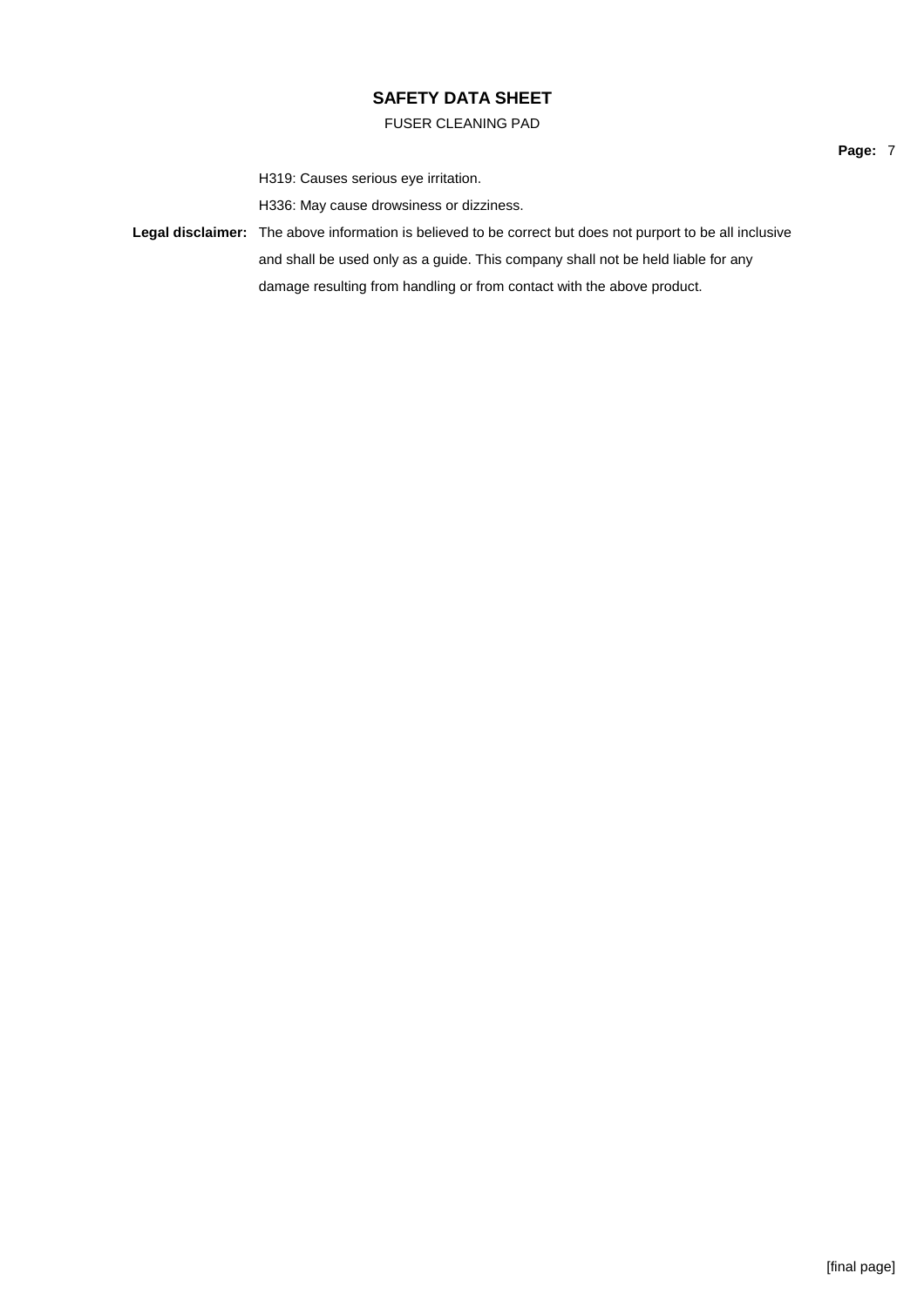H319: Causes serious eye irritation.

H336: May cause drowsiness or dizziness.

**Legal disclaimer:** The above information is believed to be correct but does not purport to be all inclusive and shall be used only as a guide. This company shall not be held liable for any damage resulting from handling or from contact with the above product.

[final page]